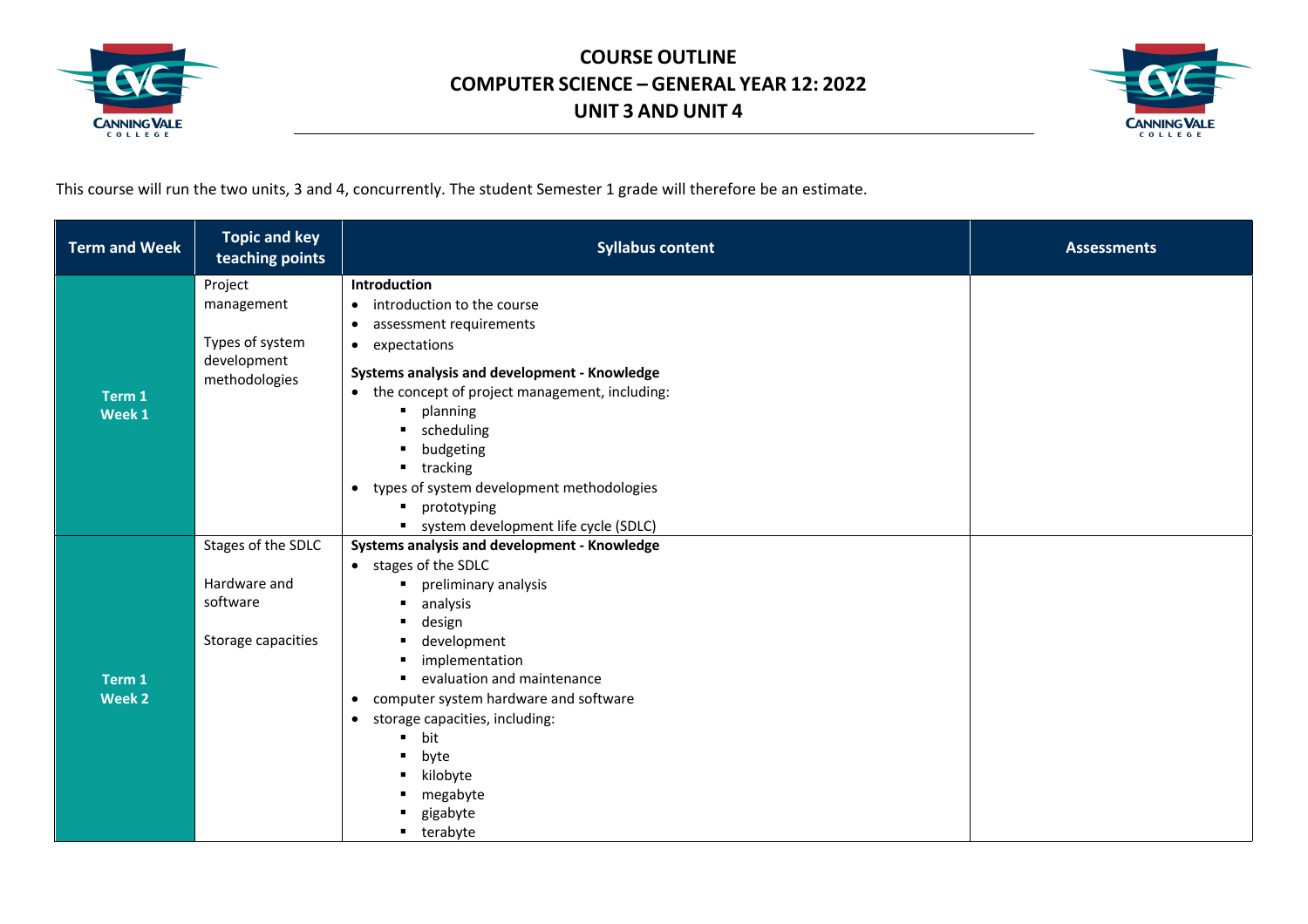# COURSE OUTLINE
# COMPUTER SCIENCE – GENERAL YEAR 12: 2022
# UNIT 3 AND UNIT 4

This course will run the two units, 3 and 4, concurrently. The student Semester 1 grade will therefore be an estimate.

| Term and Week | Topic and key teaching points | Syllabus content | Assessments |
|---|---|---|---|
| **Term 1 Week 1** | Project management<br><br>Types of system development methodologies | **Introduction**<br>• introduction to the course<br>• assessment requirements<br>• expectations<br>**Systems analysis and development - Knowledge**<br>• the concept of project management, including:<br>&nbsp;&nbsp;▪ planning<br>&nbsp;&nbsp;▪ scheduling<br>&nbsp;&nbsp;▪ budgeting<br>&nbsp;&nbsp;▪ tracking<br>• types of system development methodologies<br>&nbsp;&nbsp;▪ prototyping<br>&nbsp;&nbsp;▪ system development life cycle (SDLC) | |
| **Term 1 Week 2** | Stages of the SDLC<br><br>Hardware and software<br><br>Storage capacities | **Systems analysis and development - Knowledge**<br>• stages of the SDLC<br>&nbsp;&nbsp;▪ preliminary analysis<br>&nbsp;&nbsp;▪ analysis<br>&nbsp;&nbsp;▪ design<br>&nbsp;&nbsp;▪ development<br>&nbsp;&nbsp;▪ implementation<br>&nbsp;&nbsp;▪ evaluation and maintenance<br>• computer system hardware and software<br>• storage capacities, including:<br>&nbsp;&nbsp;▪ bit<br>&nbsp;&nbsp;▪ byte<br>&nbsp;&nbsp;▪ kilobyte<br>&nbsp;&nbsp;▪ megabyte<br>&nbsp;&nbsp;▪ gigabyte<br>&nbsp;&nbsp;▪ terabyte | |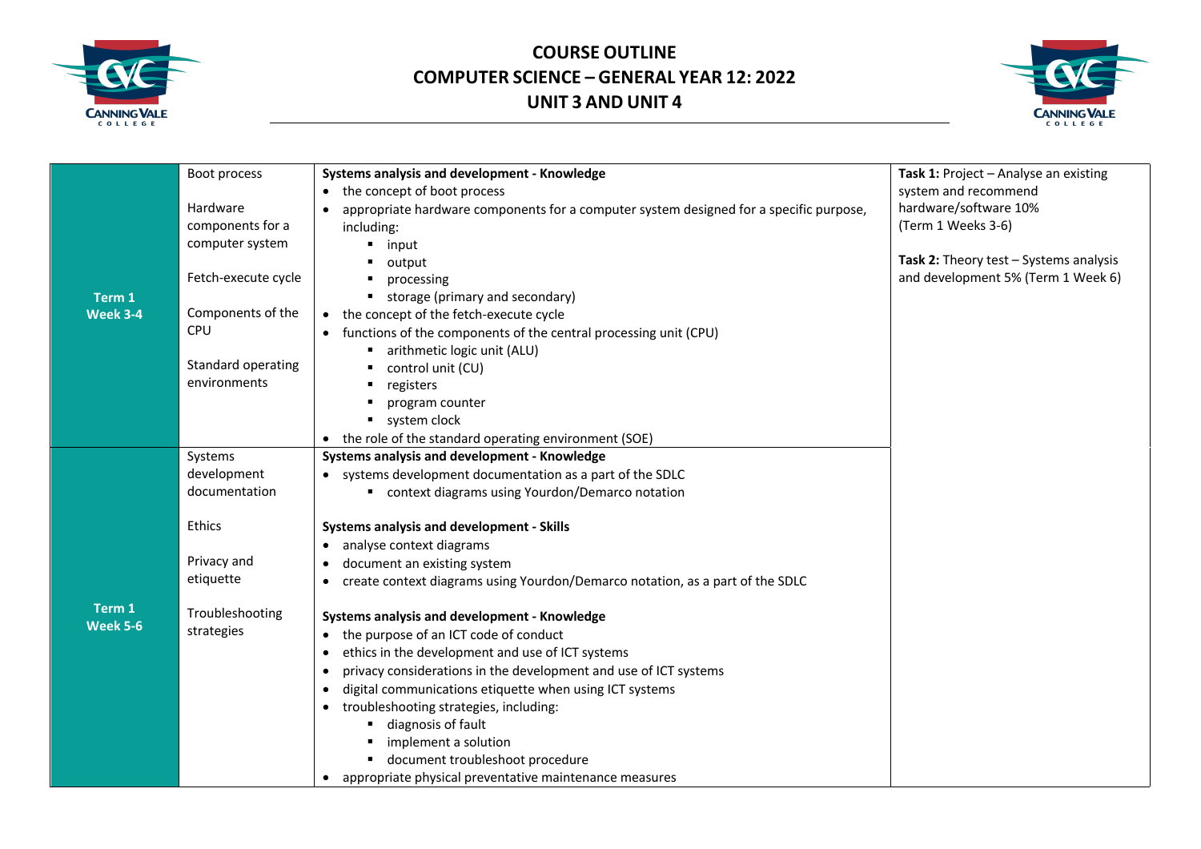# COURSE OUTLINE
# COMPUTER SCIENCE – GENERAL YEAR 12: 2022
# UNIT 3 AND UNIT 4

| Week | Topic | Content | Assessment |
|---|---|---|---|
| **Term 1 Week 3-4** | Boot process<br><br>Hardware components for a computer system<br><br>Fetch-execute cycle<br><br>Components of the CPU<br><br>Standard operating environments | **Systems analysis and development - Knowledge**<br>• the concept of boot process<br>• appropriate hardware components for a computer system designed for a specific purpose, including:<br>  ▪ input<br>  ▪ output<br>  ▪ processing<br>  ▪ storage (primary and secondary)<br>• the concept of the fetch-execute cycle<br>• functions of the components of the central processing unit (CPU)<br>  ▪ arithmetic logic unit (ALU)<br>  ▪ control unit (CU)<br>  ▪ registers<br>  ▪ program counter<br>  ▪ system clock<br>• the role of the standard operating environment (SOE) | **Task 1:** Project – Analyse an existing system and recommend hardware/software 10% (Term 1 Weeks 3-6)<br><br>**Task 2:** Theory test – Systems analysis and development 5% (Term 1 Week 6) |
| **Term 1 Week 5-6** | Systems development documentation<br><br>Ethics<br><br>Privacy and etiquette<br><br>Troubleshooting strategies | **Systems analysis and development - Knowledge**<br>• systems development documentation as a part of the SDLC<br>  ▪ context diagrams using Yourdon/Demarco notation<br><br>**Systems analysis and development - Skills**<br>• analyse context diagrams<br>• document an existing system<br>• create context diagrams using Yourdon/Demarco notation, as a part of the SDLC<br><br>**Systems analysis and development - Knowledge**<br>• the purpose of an ICT code of conduct<br>• ethics in the development and use of ICT systems<br>• privacy considerations in the development and use of ICT systems<br>• digital communications etiquette when using ICT systems<br>• troubleshooting strategies, including:<br>  ▪ diagnosis of fault<br>  ▪ implement a solution<br>  ▪ document troubleshoot procedure<br>• appropriate physical preventative maintenance measures | |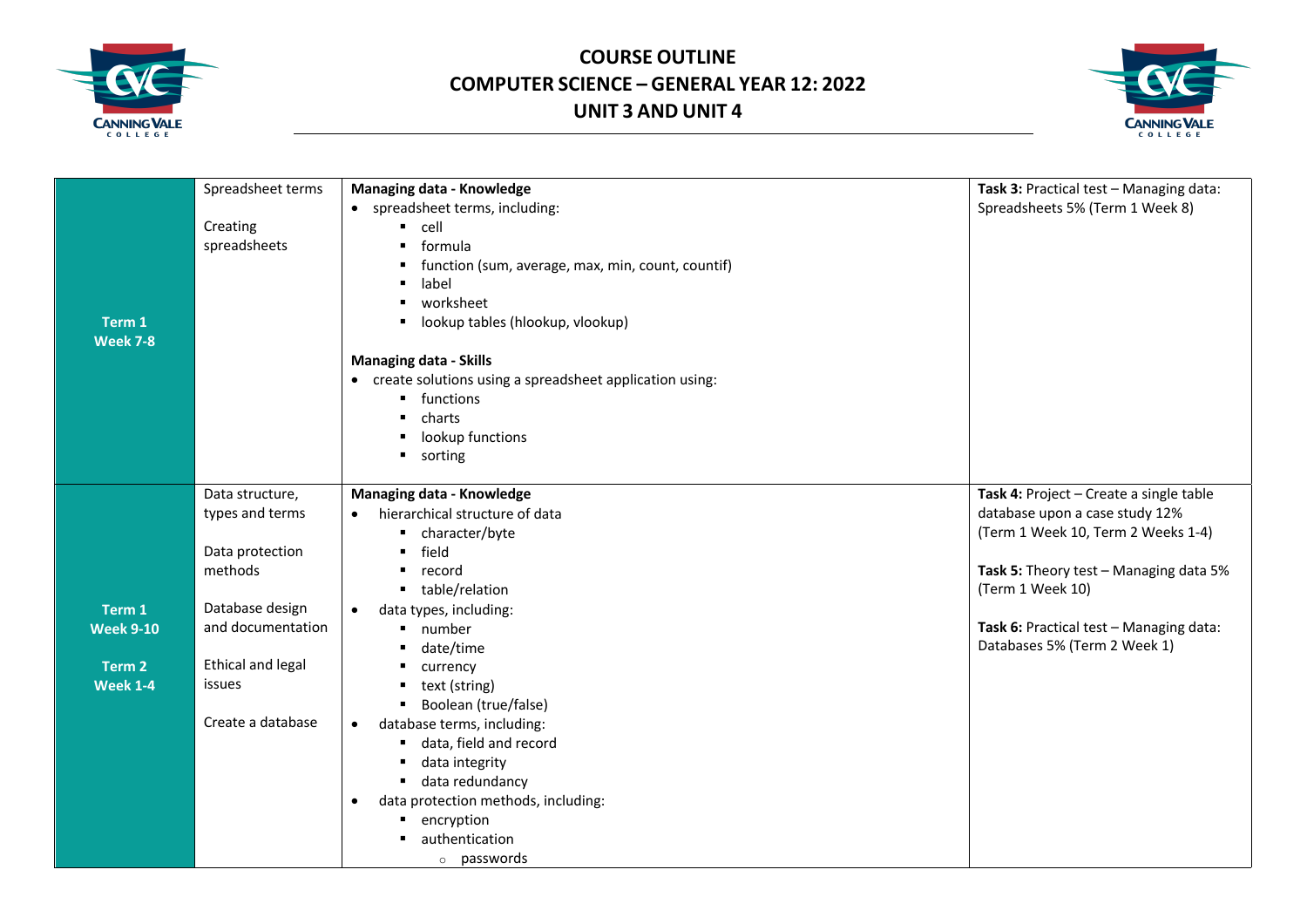# COURSE OUTLINE
# COMPUTER SCIENCE – GENERAL YEAR 12: 2022
# UNIT 3 AND UNIT 4

| | | | |
|---|---|---|---|
| **Term 1 Week 7-8** | Spreadsheet terms<br><br>Creating spreadsheets | **Managing data - Knowledge**<br>• spreadsheet terms, including:<br>  ▪ cell<br>  ▪ formula<br>  ▪ function (sum, average, max, min, count, countif)<br>  ▪ label<br>  ▪ worksheet<br>  ▪ lookup tables (hlookup, vlookup)<br><br>**Managing data - Skills**<br>• create solutions using a spreadsheet application using:<br>  ▪ functions<br>  ▪ charts<br>  ▪ lookup functions<br>  ▪ sorting | **Task 3:** Practical test – Managing data: Spreadsheets 5% (Term 1 Week 8) |
| **Term 1 Week 9-10**<br><br>**Term 2 Week 1-4** | Data structure, types and terms<br><br>Data protection methods<br><br>Database design and documentation<br><br>Ethical and legal issues<br><br>Create a database | **Managing data - Knowledge**<br>• hierarchical structure of data<br>  ▪ character/byte<br>  ▪ field<br>  ▪ record<br>  ▪ table/relation<br>• data types, including:<br>  ▪ number<br>  ▪ date/time<br>  ▪ currency<br>  ▪ text (string)<br>  ▪ Boolean (true/false)<br>• database terms, including:<br>  ▪ data, field and record<br>  ▪ data integrity<br>  ▪ data redundancy<br>• data protection methods, including:<br>  ▪ encryption<br>  ▪ authentication<br>    ○ passwords | **Task 4:** Project – Create a single table database upon a case study 12% (Term 1 Week 10, Term 2 Weeks 1-4)<br><br>**Task 5:** Theory test – Managing data 5% (Term 1 Week 10)<br><br>**Task 6:** Practical test – Managing data: Databases 5% (Term 2 Week 1) |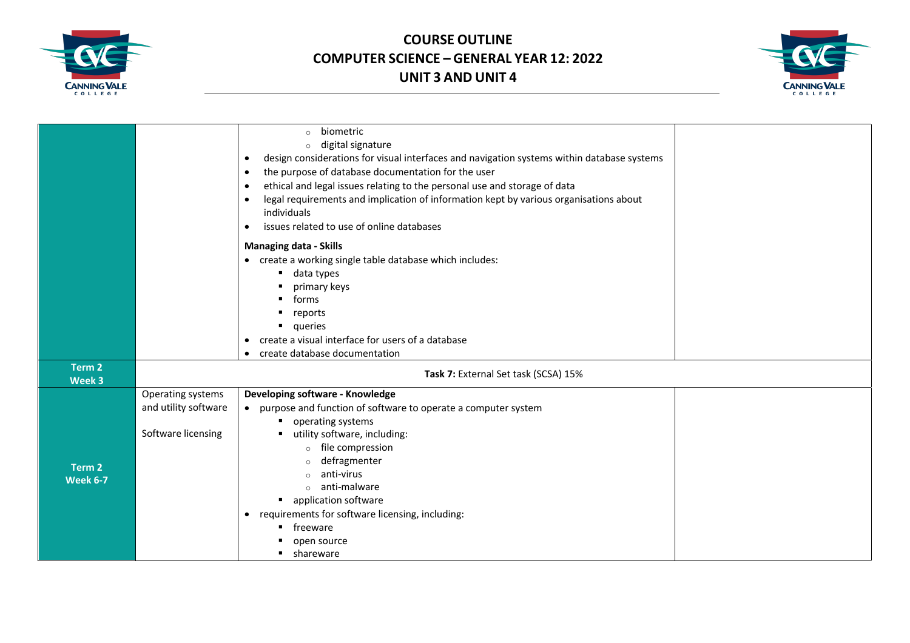# COURSE OUTLINE
# COMPUTER SCIENCE – GENERAL YEAR 12: 2022
# UNIT 3 AND UNIT 4

| | | | |
|---|---|---|---|
| | | ◦ biometric<br>◦ digital signature<br>• design considerations for visual interfaces and navigation systems within database systems<br>• the purpose of database documentation for the user<br>• ethical and legal issues relating to the personal use and storage of data<br>• legal requirements and implication of information kept by various organisations about individuals<br>• issues related to use of online databases<br><br>**Managing data - Skills**<br>• create a working single table database which includes:<br>▪ data types<br>▪ primary keys<br>▪ forms<br>▪ reports<br>▪ queries<br>• create a visual interface for users of a database<br>• create database documentation | |
| **Term 2 Week 3** | **Task 7:** External Set task (SCSA) 15% | | |
| **Term 2 Week 6-7** | Operating systems and utility software<br><br>Software licensing | **Developing software - Knowledge**<br>• purpose and function of software to operate a computer system<br>▪ operating systems<br>▪ utility software, including:<br>◦ file compression<br>◦ defragmenter<br>◦ anti-virus<br>◦ anti-malware<br>▪ application software<br>• requirements for software licensing, including:<br>▪ freeware<br>▪ open source<br>▪ shareware | |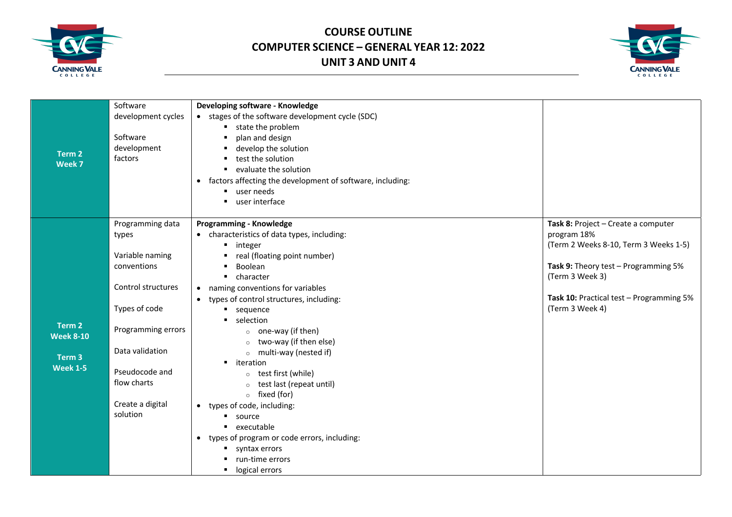# COURSE OUTLINE
# COMPUTER SCIENCE – GENERAL YEAR 12: 2022
# UNIT 3 AND UNIT 4

| | | | |
|---|---|---|---|
| **Term 2 Week 7** | Software development cycles<br><br>Software development factors | **Developing software - Knowledge**<br>• stages of the software development cycle (SDC)<br>&nbsp;&nbsp;&nbsp;&nbsp;▪ state the problem<br>&nbsp;&nbsp;&nbsp;&nbsp;▪ plan and design<br>&nbsp;&nbsp;&nbsp;&nbsp;▪ develop the solution<br>&nbsp;&nbsp;&nbsp;&nbsp;▪ test the solution<br>&nbsp;&nbsp;&nbsp;&nbsp;▪ evaluate the solution<br>• factors affecting the development of software, including:<br>&nbsp;&nbsp;&nbsp;&nbsp;▪ user needs<br>&nbsp;&nbsp;&nbsp;&nbsp;▪ user interface | |
| **Term 2 Week 8-10**<br><br>**Term 3 Week 1-5** | Programming data types<br><br>Variable naming conventions<br><br>Control structures<br><br>Types of code<br><br>Programming errors<br><br>Data validation<br><br>Pseudocode and flow charts<br><br>Create a digital solution | **Programming - Knowledge**<br>• characteristics of data types, including:<br>&nbsp;&nbsp;&nbsp;&nbsp;▪ integer<br>&nbsp;&nbsp;&nbsp;&nbsp;▪ real (floating point number)<br>&nbsp;&nbsp;&nbsp;&nbsp;▪ Boolean<br>&nbsp;&nbsp;&nbsp;&nbsp;▪ character<br>• naming conventions for variables<br>• types of control structures, including:<br>&nbsp;&nbsp;&nbsp;&nbsp;▪ sequence<br>&nbsp;&nbsp;&nbsp;&nbsp;▪ selection<br>&nbsp;&nbsp;&nbsp;&nbsp;&nbsp;&nbsp;&nbsp;&nbsp;○ one-way (if then)<br>&nbsp;&nbsp;&nbsp;&nbsp;&nbsp;&nbsp;&nbsp;&nbsp;○ two-way (if then else)<br>&nbsp;&nbsp;&nbsp;&nbsp;&nbsp;&nbsp;&nbsp;&nbsp;○ multi-way (nested if)<br>&nbsp;&nbsp;&nbsp;&nbsp;▪ iteration<br>&nbsp;&nbsp;&nbsp;&nbsp;&nbsp;&nbsp;&nbsp;&nbsp;○ test first (while)<br>&nbsp;&nbsp;&nbsp;&nbsp;&nbsp;&nbsp;&nbsp;&nbsp;○ test last (repeat until)<br>&nbsp;&nbsp;&nbsp;&nbsp;&nbsp;&nbsp;&nbsp;&nbsp;○ fixed (for)<br>• types of code, including:<br>&nbsp;&nbsp;&nbsp;&nbsp;▪ source<br>&nbsp;&nbsp;&nbsp;&nbsp;▪ executable<br>• types of program or code errors, including:<br>&nbsp;&nbsp;&nbsp;&nbsp;▪ syntax errors<br>&nbsp;&nbsp;&nbsp;&nbsp;▪ run-time errors<br>&nbsp;&nbsp;&nbsp;&nbsp;▪ logical errors | **Task 8:** Project – Create a computer program 18%<br>(Term 2 Weeks 8-10, Term 3 Weeks 1-5)<br><br>**Task 9:** Theory test – Programming 5%<br>(Term 3 Week 3)<br><br>**Task 10:** Practical test – Programming 5%<br>(Term 3 Week 4) |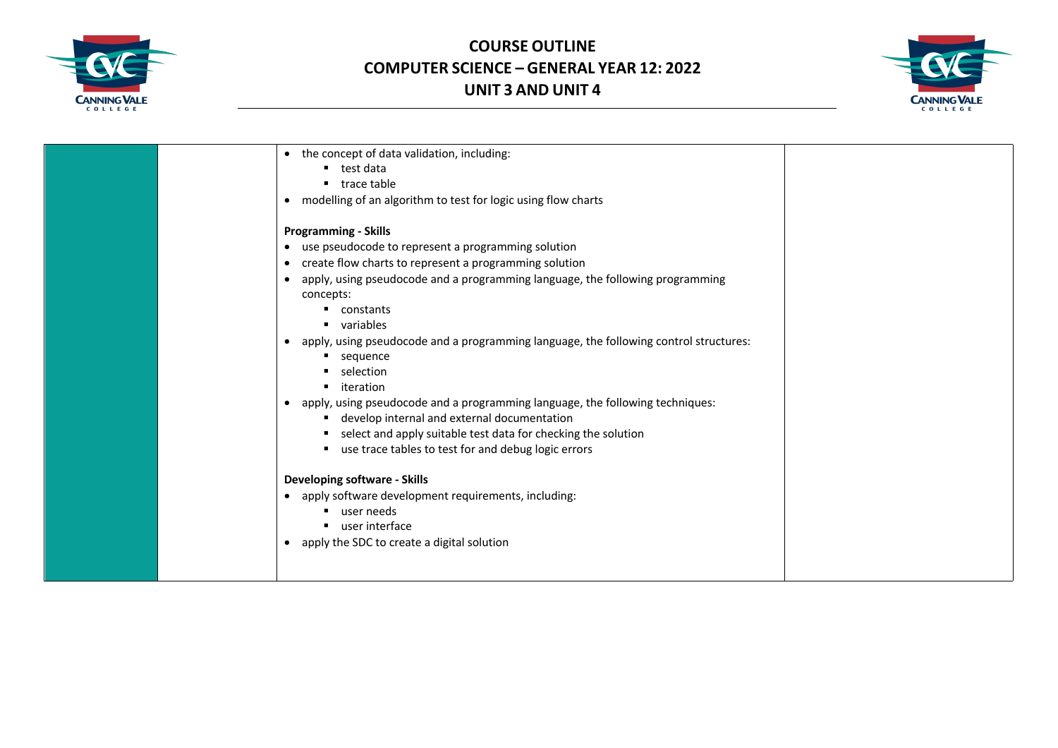| | | | |
|---|---|---|---|
| | | • the concept of data validation, including:<br>&nbsp;&nbsp;&nbsp;&nbsp;▪ test data<br>&nbsp;&nbsp;&nbsp;&nbsp;▪ trace table<br>• modelling of an algorithm to test for logic using flow charts<br><br>**Programming - Skills**<br>• use pseudocode to represent a programming solution<br>• create flow charts to represent a programming solution<br>• apply, using pseudocode and a programming language, the following programming concepts:<br>&nbsp;&nbsp;&nbsp;&nbsp;▪ constants<br>&nbsp;&nbsp;&nbsp;&nbsp;▪ variables<br>• apply, using pseudocode and a programming language, the following control structures:<br>&nbsp;&nbsp;&nbsp;&nbsp;▪ sequence<br>&nbsp;&nbsp;&nbsp;&nbsp;▪ selection<br>&nbsp;&nbsp;&nbsp;&nbsp;▪ iteration<br>• apply, using pseudocode and a programming language, the following techniques:<br>&nbsp;&nbsp;&nbsp;&nbsp;▪ develop internal and external documentation<br>&nbsp;&nbsp;&nbsp;&nbsp;▪ select and apply suitable test data for checking the solution<br>&nbsp;&nbsp;&nbsp;&nbsp;▪ use trace tables to test for and debug logic errors<br><br>**Developing software - Skills**<br>• apply software development requirements, including:<br>&nbsp;&nbsp;&nbsp;&nbsp;▪ user needs<br>&nbsp;&nbsp;&nbsp;&nbsp;▪ user interface<br>• apply the SDC to create a digital solution | |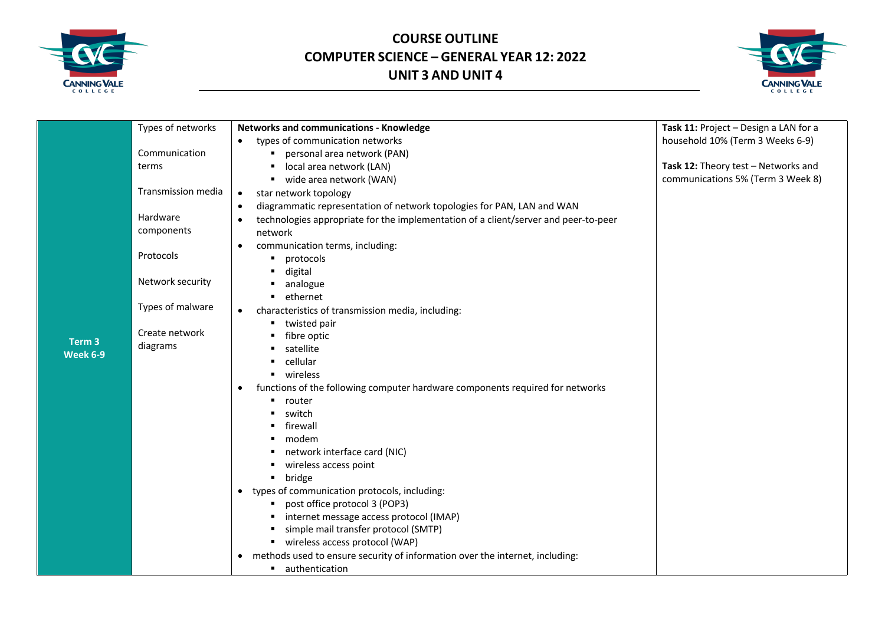# COURSE OUTLINE
# COMPUTER SCIENCE – GENERAL YEAR 12: 2022
# UNIT 3 AND UNIT 4

| | | | |
|---|---|---|---|
| **Term 3 Week 6-9** | Types of networks<br><br>Communication terms<br><br>Transmission media<br><br>Hardware components<br><br>Protocols<br><br>Network security<br><br>Types of malware<br><br>Create network diagrams | **Networks and communications - Knowledge**<br>• types of communication networks<br>  ▪ personal area network (PAN)<br>  ▪ local area network (LAN)<br>  ▪ wide area network (WAN)<br>• star network topology<br>• diagrammatic representation of network topologies for PAN, LAN and WAN<br>• technologies appropriate for the implementation of a client/server and peer-to-peer network<br>• communication terms, including:<br>  ▪ protocols<br>  ▪ digital<br>  ▪ analogue<br>  ▪ ethernet<br>• characteristics of transmission media, including:<br>  ▪ twisted pair<br>  ▪ fibre optic<br>  ▪ satellite<br>  ▪ cellular<br>  ▪ wireless<br>• functions of the following computer hardware components required for networks<br>  ▪ router<br>  ▪ switch<br>  ▪ firewall<br>  ▪ modem<br>  ▪ network interface card (NIC)<br>  ▪ wireless access point<br>  ▪ bridge<br>• types of communication protocols, including:<br>  ▪ post office protocol 3 (POP3)<br>  ▪ internet message access protocol (IMAP)<br>  ▪ simple mail transfer protocol (SMTP)<br>  ▪ wireless access protocol (WAP)<br>• methods used to ensure security of information over the internet, including:<br>  ▪ authentication | **Task 11:** Project – Design a LAN for a household 10% (Term 3 Weeks 6-9)<br><br>**Task 12:** Theory test – Networks and communications 5% (Term 3 Week 8) |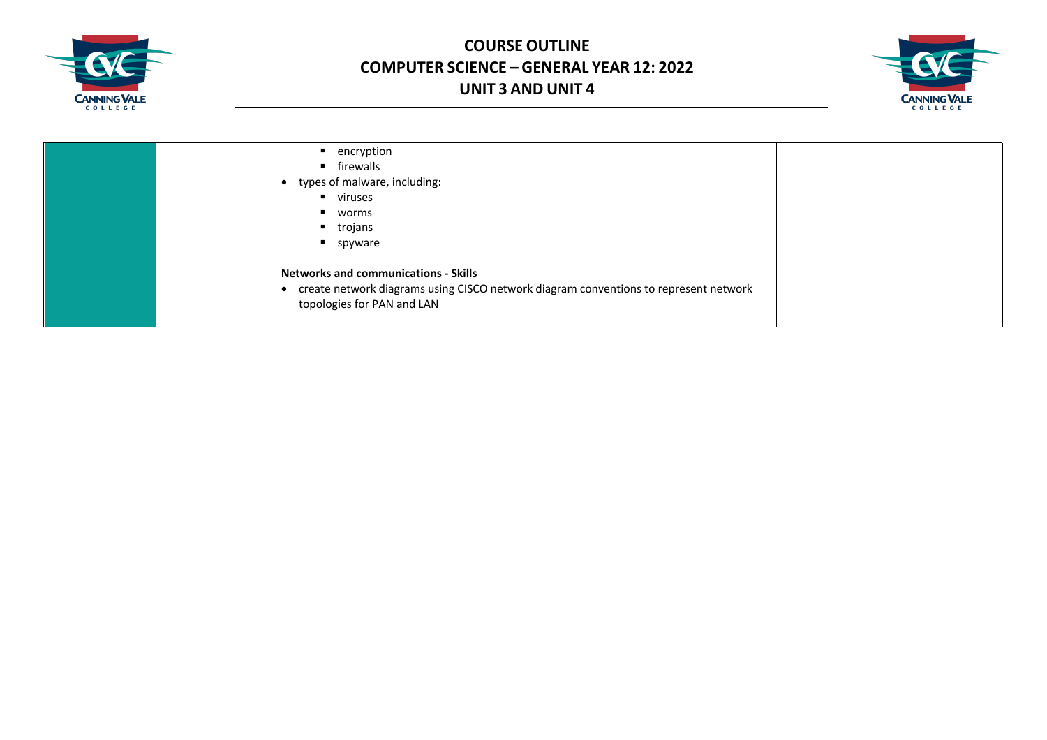| | | | |
|---|---|---|---|
| | | ▪ encryption<br>▪ firewalls<br>• types of malware, including:<br>▪ viruses<br>▪ worms<br>▪ trojans<br>▪ spyware<br><br>**Networks and communications - Skills**<br>• create network diagrams using CISCO network diagram conventions to represent network topologies for PAN and LAN | |